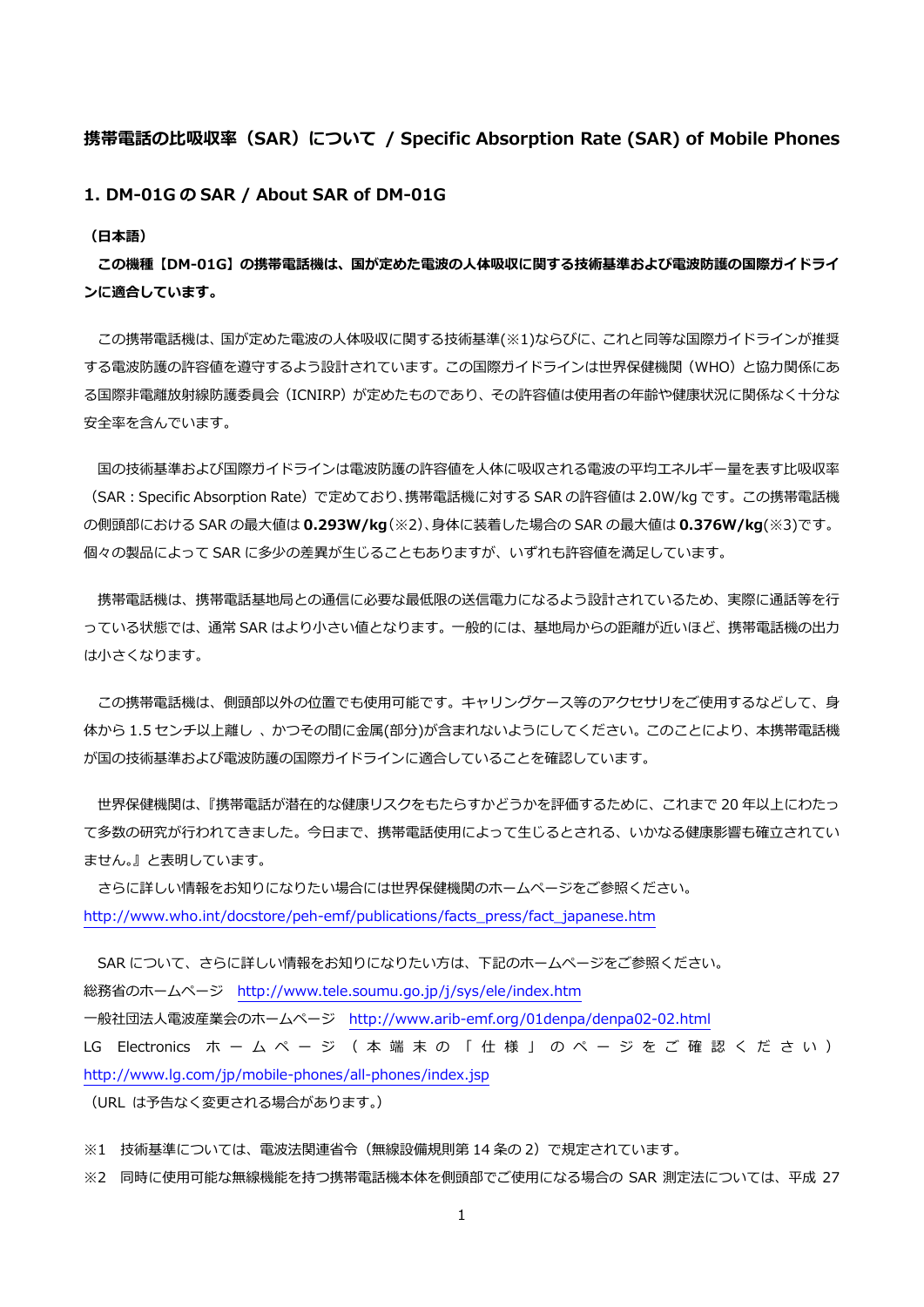## 携帯電話の比吸収率（SAR）について / Specific Absorption Rate (SAR) of Mobile Phones

### 1. DM-01G の SAR / About SAR of DM-01G

**（日本語）**

**この機種【DM-01G】の携帯電話機は、国が定めた電波の人体吸収に関する技術基準および電波防護の国際ガイドラインに適合しています。**

この携帯電話機は、国が定めた電波の人体吸収に関する技術基準(※1)ならびに、これと同等な国際ガイドラインが推奨する電波防護の許容値を遵守するよう設計されています。この国際ガイドラインは世界保健機関（WHO）と協力関係にある国際非電離放射線防護委員会（ICNIRP）が定めたものであり、その許容値は使用者の年齢や健康状況に関係なく十分な安全率を含んでいます。

国の技術基準および国際ガイドラインは電波防護の許容値を人体に吸収される電波の平均エネルギー量を表す比吸収率（SAR：Specific Absorption Rate）で定めており、携帯電話機に対する SAR の許容値は 2.0W/kg です。この携帯電話機の側頭部における SAR の最大値は **0.293W/kg**(※2)、身体に装着した場合の SAR の最大値は **0.376W/kg**(※3)です。個々の製品によって SAR に多少の差異が生じることもありますが、いずれも許容値を満足しています。

携帯電話機は、携帯電話基地局との通信に必要な最低限の送信電力になるよう設計されているため、実際に通話等を行っている状態では、通常 SAR はより小さい値となります。一般的には、基地局からの距離が近いほど、携帯電話機の出力は小さくなります。

この携帯電話機は、側頭部以外の位置でも使用可能です。キャリングケース等のアクセサリをご使用するなどして、身体から 1.5 センチ以上離し 、かつその間に金属(部分)が含まれないようにしてください。このことにより、本携帯電話機が国の技術基準および電波防護の国際ガイドラインに適合していることを確認しています。

世界保健機関は、『携帯電話が潜在的な健康リスクをもたらすかどうかを評価するために、これまで 20 年以上にわたって多数の研究が行われてきました。今日まで、携帯電話使用によって生じるとされる、いかなる健康影響も確立されていません。』と表明しています。

さらに詳しい情報をお知りになりたい場合には世界保健機関のホームページをご参照ください。
http://www.who.int/docstore/peh-emf/publications/facts_press/fact_japanese.htm

SAR について、さらに詳しい情報をお知りになりたい方は、下記のホームページをご参照ください。
総務省のホームページ　http://www.tele.soumu.go.jp/j/sys/ele/index.htm
一般社団法人電波産業会のホームページ　http://www.arib-emf.org/01denpa/denpa02-02.html
LG Electronics ホームページ（本端末の「仕様」のページをご確認ください）
http://www.lg.com/jp/mobile-phones/all-phones/index.jsp
（URL は予告なく変更される場合があります。）

※1　技術基準については、電波法関連省令（無線設備規則第 14 条の 2）で規定されています。
※2　同時に使用可能な無線機能を持つ携帯電話機本体を側頭部でご使用になる場合の SAR 測定法については、平成 27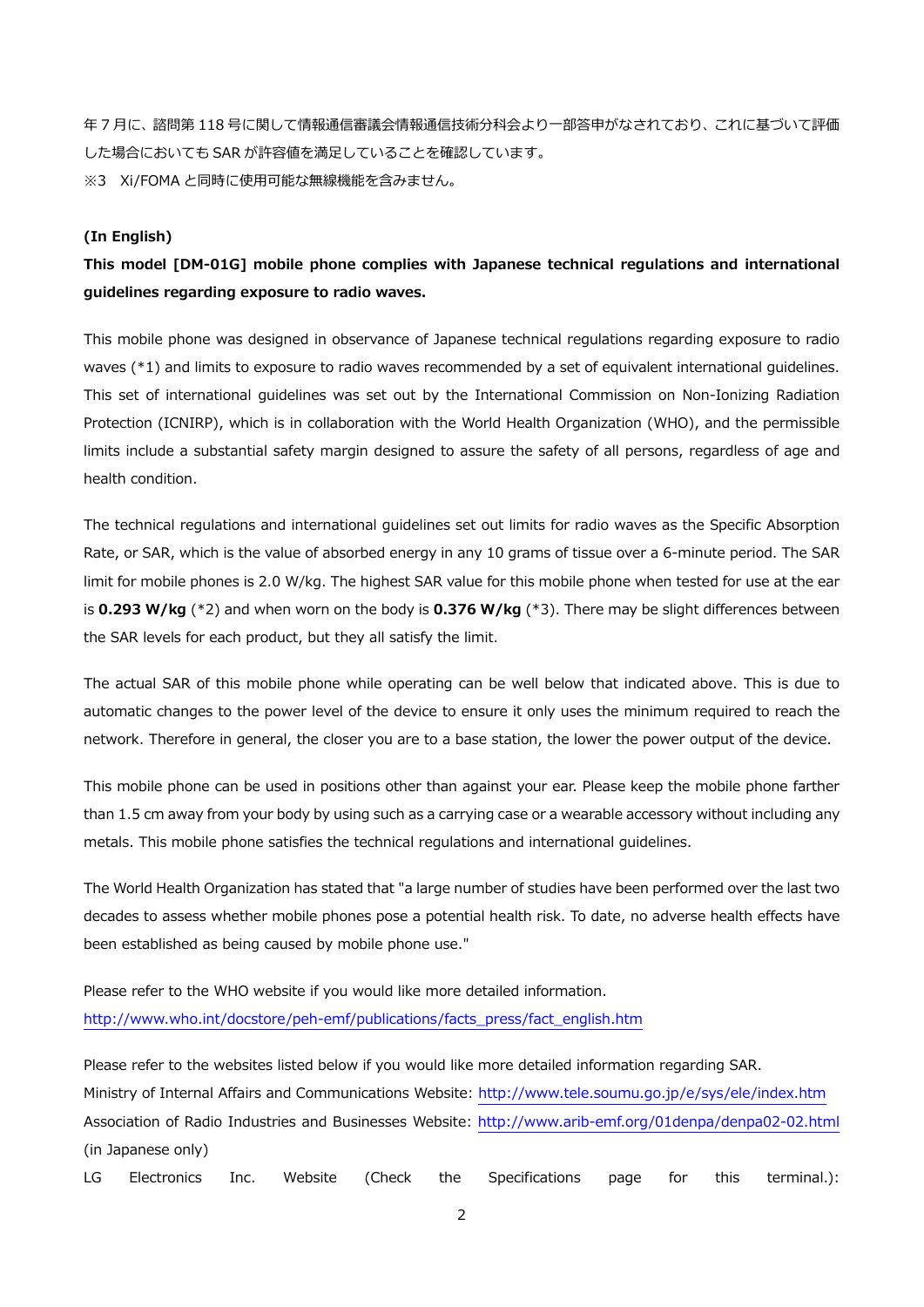年７月に、諮問第 118 号に関して情報通信審議会情報通信技術分科会より一部答申がなされており、これに基づいて評価した場合においても SAR が許容値を満足していることを確認しています。
※3　Xi/FOMA と同時に使用可能な無線機能を含みません。

**(In English)**

**This model [DM-01G] mobile phone complies with Japanese technical regulations and international guidelines regarding exposure to radio waves.**

This mobile phone was designed in observance of Japanese technical regulations regarding exposure to radio waves (*1) and limits to exposure to radio waves recommended by a set of equivalent international guidelines. This set of international guidelines was set out by the International Commission on Non-Ionizing Radiation Protection (ICNIRP), which is in collaboration with the World Health Organization (WHO), and the permissible limits include a substantial safety margin designed to assure the safety of all persons, regardless of age and health condition.

The technical regulations and international guidelines set out limits for radio waves as the Specific Absorption Rate, or SAR, which is the value of absorbed energy in any 10 grams of tissue over a 6-minute period. The SAR limit for mobile phones is 2.0 W/kg. The highest SAR value for this mobile phone when tested for use at the ear is **0.293 W/kg** (*2) and when worn on the body is **0.376 W/kg** (*3). There may be slight differences between the SAR levels for each product, but they all satisfy the limit.

The actual SAR of this mobile phone while operating can be well below that indicated above. This is due to automatic changes to the power level of the device to ensure it only uses the minimum required to reach the network. Therefore in general, the closer you are to a base station, the lower the power output of the device.

This mobile phone can be used in positions other than against your ear. Please keep the mobile phone farther than 1.5 cm away from your body by using such as a carrying case or a wearable accessory without including any metals. This mobile phone satisfies the technical regulations and international guidelines.

The World Health Organization has stated that "a large number of studies have been performed over the last two decades to assess whether mobile phones pose a potential health risk. To date, no adverse health effects have been established as being caused by mobile phone use."

Please refer to the WHO website if you would like more detailed information.
http://www.who.int/docstore/peh-emf/publications/facts_press/fact_english.htm

Please refer to the websites listed below if you would like more detailed information regarding SAR.
Ministry of Internal Affairs and Communications Website: http://www.tele.soumu.go.jp/e/sys/ele/index.htm
Association of Radio Industries and Businesses Website: http://www.arib-emf.org/01denpa/denpa02-02.html (in Japanese only)
LG Electronics Inc. Website (Check the Specifications page for this terminal.):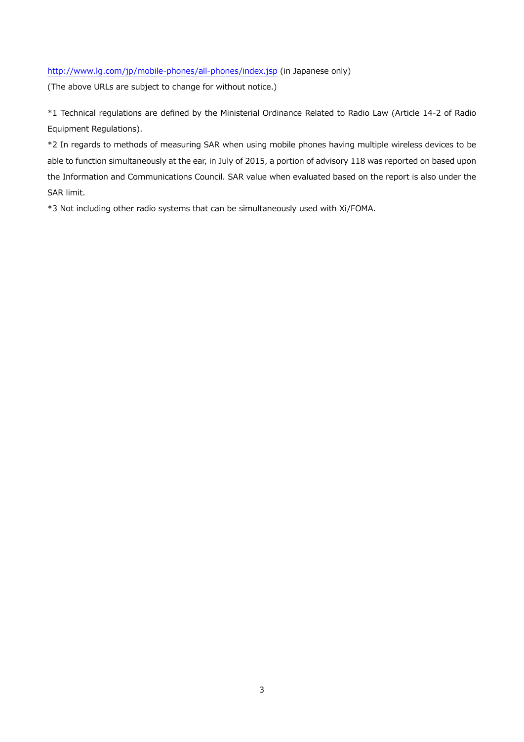http://www.lg.com/jp/mobile-phones/all-phones/index.jsp (in Japanese only)

(The above URLs are subject to change for without notice.)

*1 Technical regulations are defined by the Ministerial Ordinance Related to Radio Law (Article 14-2 of Radio Equipment Regulations).

*2 In regards to methods of measuring SAR when using mobile phones having multiple wireless devices to be able to function simultaneously at the ear, in July of 2015, a portion of advisory 118 was reported on based upon the Information and Communications Council. SAR value when evaluated based on the report is also under the SAR limit.

*3 Not including other radio systems that can be simultaneously used with Xi/FOMA.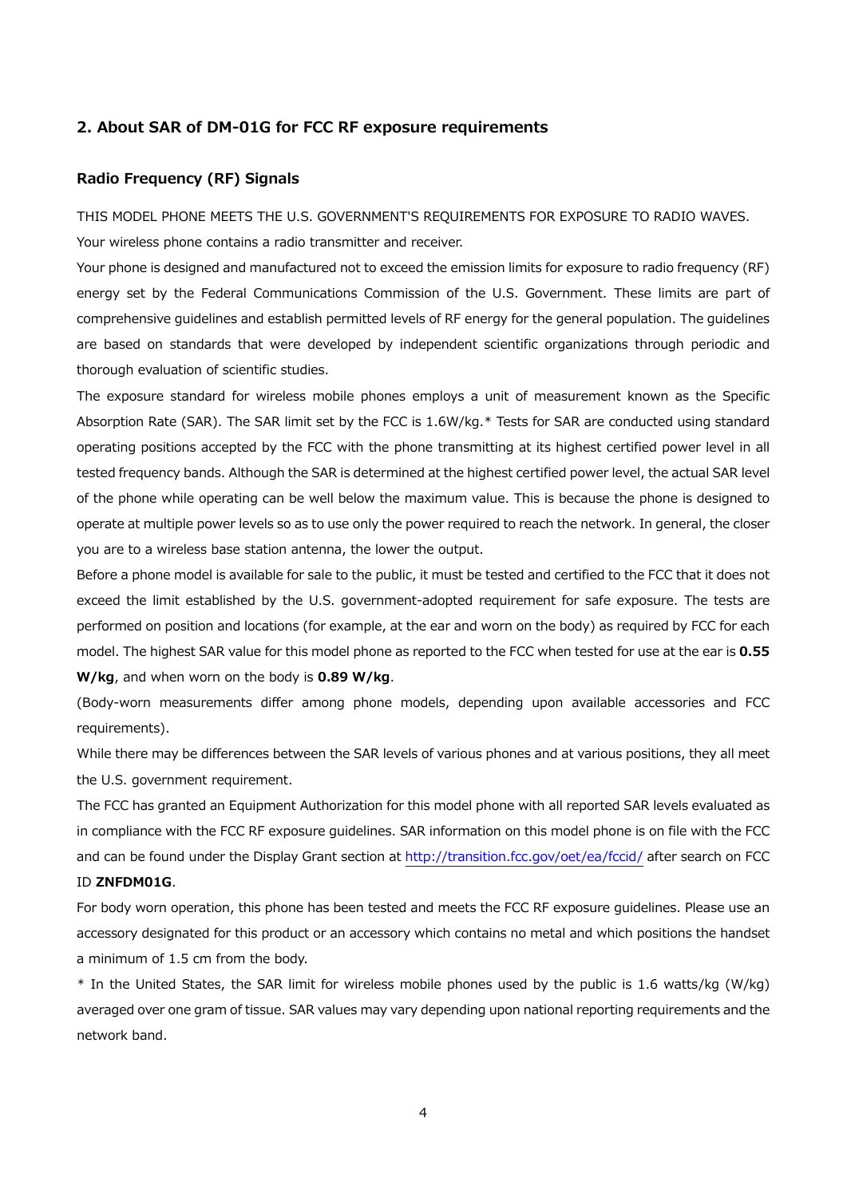## 2. About SAR of DM-01G for FCC RF exposure requirements

### Radio Frequency (RF) Signals

THIS MODEL PHONE MEETS THE U.S. GOVERNMENT'S REQUIREMENTS FOR EXPOSURE TO RADIO WAVES.

Your wireless phone contains a radio transmitter and receiver.

Your phone is designed and manufactured not to exceed the emission limits for exposure to radio frequency (RF) energy set by the Federal Communications Commission of the U.S. Government. These limits are part of comprehensive guidelines and establish permitted levels of RF energy for the general population. The guidelines are based on standards that were developed by independent scientific organizations through periodic and thorough evaluation of scientific studies.

The exposure standard for wireless mobile phones employs a unit of measurement known as the Specific Absorption Rate (SAR). The SAR limit set by the FCC is 1.6W/kg.* Tests for SAR are conducted using standard operating positions accepted by the FCC with the phone transmitting at its highest certified power level in all tested frequency bands. Although the SAR is determined at the highest certified power level, the actual SAR level of the phone while operating can be well below the maximum value. This is because the phone is designed to operate at multiple power levels so as to use only the power required to reach the network. In general, the closer you are to a wireless base station antenna, the lower the output.

Before a phone model is available for sale to the public, it must be tested and certified to the FCC that it does not exceed the limit established by the U.S. government-adopted requirement for safe exposure. The tests are performed on position and locations (for example, at the ear and worn on the body) as required by FCC for each model. The highest SAR value for this model phone as reported to the FCC when tested for use at the ear is **0.55 W/kg**, and when worn on the body is **0.89 W/kg**.

(Body-worn measurements differ among phone models, depending upon available accessories and FCC requirements).

While there may be differences between the SAR levels of various phones and at various positions, they all meet the U.S. government requirement.

The FCC has granted an Equipment Authorization for this model phone with all reported SAR levels evaluated as in compliance with the FCC RF exposure guidelines. SAR information on this model phone is on file with the FCC and can be found under the Display Grant section at http://transition.fcc.gov/oet/ea/fccid/ after search on FCC ID **ZNFDM01G**.

For body worn operation, this phone has been tested and meets the FCC RF exposure guidelines. Please use an accessory designated for this product or an accessory which contains no metal and which positions the handset a minimum of 1.5 cm from the body.

* In the United States, the SAR limit for wireless mobile phones used by the public is 1.6 watts/kg (W/kg) averaged over one gram of tissue. SAR values may vary depending upon national reporting requirements and the network band.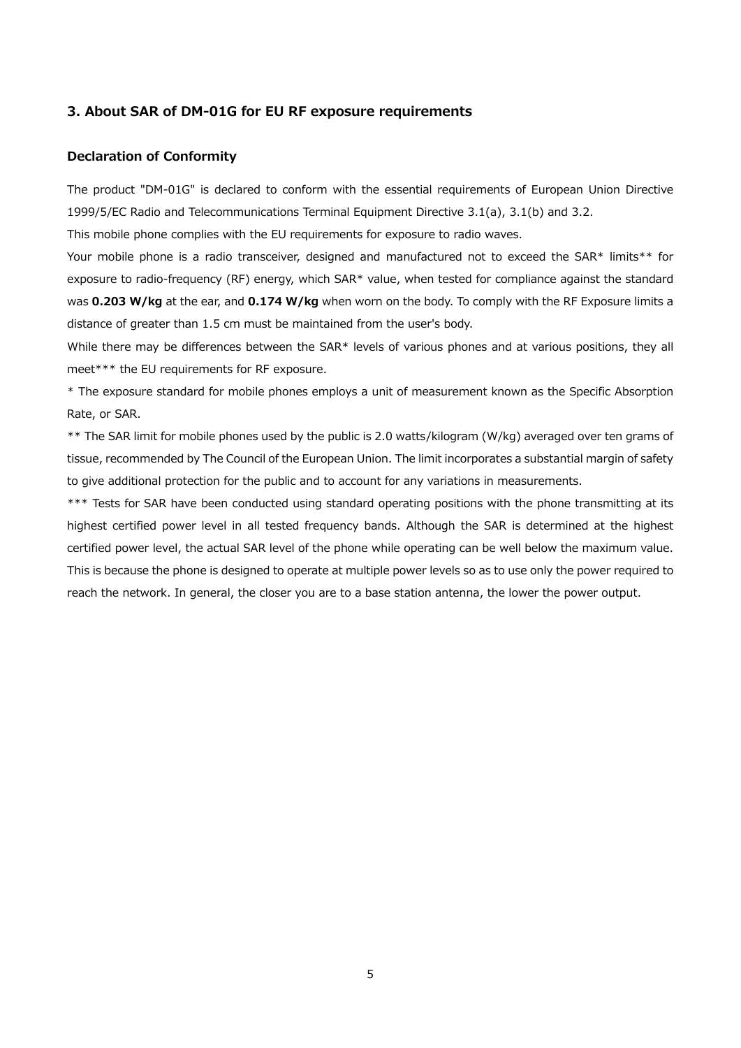## 3. About SAR of DM-01G for EU RF exposure requirements

### Declaration of Conformity

The product "DM-01G" is declared to conform with the essential requirements of European Union Directive 1999/5/EC Radio and Telecommunications Terminal Equipment Directive 3.1(a), 3.1(b) and 3.2.

This mobile phone complies with the EU requirements for exposure to radio waves.

Your mobile phone is a radio transceiver, designed and manufactured not to exceed the SAR* limits** for exposure to radio-frequency (RF) energy, which SAR* value, when tested for compliance against the standard was **0.203 W/kg** at the ear, and **0.174 W/kg** when worn on the body. To comply with the RF Exposure limits a distance of greater than 1.5 cm must be maintained from the user's body.

While there may be differences between the SAR* levels of various phones and at various positions, they all meet*** the EU requirements for RF exposure.

* The exposure standard for mobile phones employs a unit of measurement known as the Specific Absorption Rate, or SAR.

** The SAR limit for mobile phones used by the public is 2.0 watts/kilogram (W/kg) averaged over ten grams of tissue, recommended by The Council of the European Union. The limit incorporates a substantial margin of safety to give additional protection for the public and to account for any variations in measurements.

*** Tests for SAR have been conducted using standard operating positions with the phone transmitting at its highest certified power level in all tested frequency bands. Although the SAR is determined at the highest certified power level, the actual SAR level of the phone while operating can be well below the maximum value. This is because the phone is designed to operate at multiple power levels so as to use only the power required to reach the network. In general, the closer you are to a base station antenna, the lower the power output.